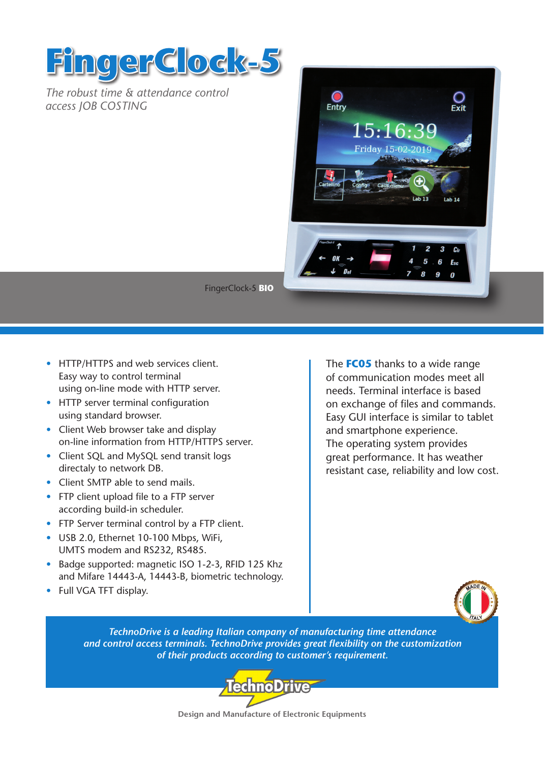# FingerClock-5

*The robust time & attendance control access JOB COSTING*

FingerClock-5 **BIO**

- HTTP/HTTPS and web services client. Easy way to control terminal using on-line mode with HTTP server.
- HTTP server terminal configuration using standard browser.
- Client Web browser take and display on-line information from HTTP/HTTPS server.
- Client SQL and MySQL send transit logs directaly to network DB.
- Client SMTP able to send mails.
- FTP client upload file to a FTP server according build-in scheduler.
- FTP Server terminal control by a FTP client.
- USB 2.0, Ethernet 10-100 Mbps, WiFi, UMTS modem and RS232, RS485.
- Badge supported: magnetic ISO 1-2-3, RFID 125 Khz and Mifare 14443-A, 14443-B, biometric technology.
- Full VGA TFT display.

The **FC05** thanks to a wide range of communication modes meet all needs. Terminal interface is based on exchange of files and commands. Easy GUI interface is similar to tablet and smartphone experience. The operating system provides great performance. It has weather resistant case, reliability and low cost.

MADE IN ITALY

*TechnoDrive is a leading Italian company of manufacturing time attendance and control access terminals. TechnoDrive provides great flexibility on the customization of their products according to customer's requirement.*

TechnoDrive

Design and Manufacture of Electronic Equipments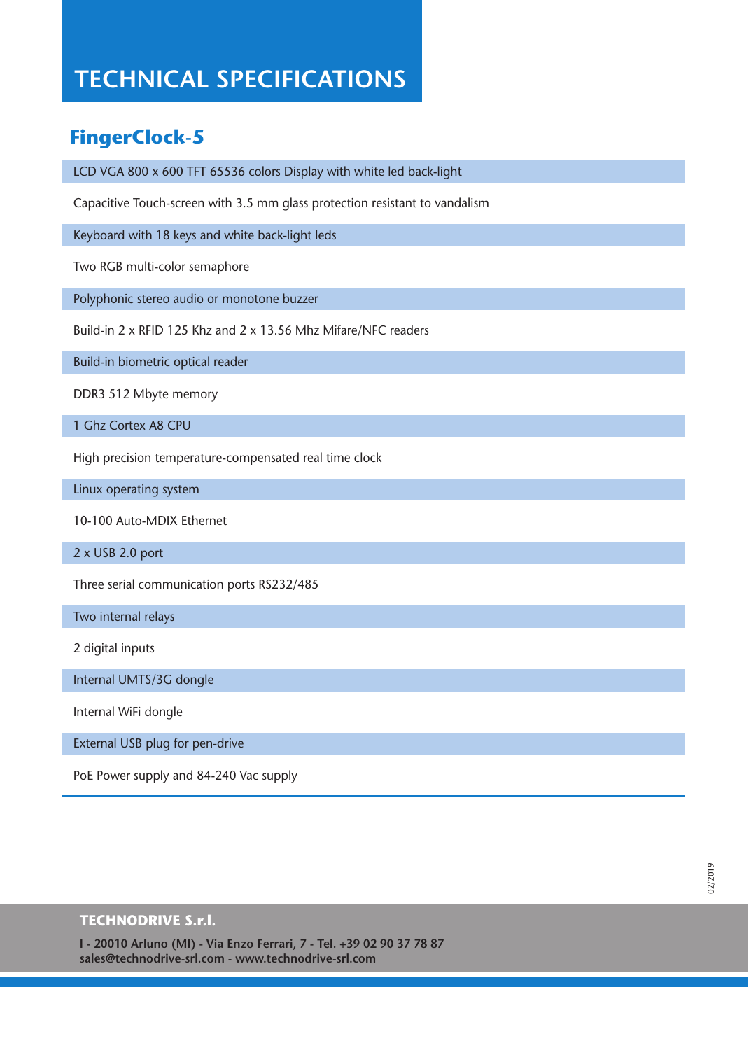# TECHNICAL SPECIFICATIONS

## FingerClock-5

| |
|---|
| LCD VGA 800 x 600 TFT 65536 colors Display with white led back-light |
| Capacitive Touch-screen with 3.5 mm glass protection resistant to vandalism |
| Keyboard with 18 keys and white back-light leds |
| Two RGB multi-color semaphore |
| Polyphonic stereo audio or monotone buzzer |
| Build-in 2 x RFID 125 Khz and 2 x 13.56 Mhz Mifare/NFC readers |
| Build-in biometric optical reader |
| DDR3 512 Mbyte memory |
| 1 Ghz Cortex A8 CPU |
| High precision temperature-compensated real time clock |
| Linux operating system |
| 10-100 Auto-MDIX Ethernet |
| 2 x USB 2.0 port |
| Three serial communication ports RS232/485 |
| Two internal relays |
| 2 digital inputs |
| Internal UMTS/3G dongle |
| Internal WiFi dongle |
| External USB plug for pen-drive |
| PoE Power supply and 84-240 Vac supply |

02/2019

**TECHNODRIVE S.r.l.**

**I - 20010 Arluno (MI) - Via Enzo Ferrari, 7 - Tel. +39 02 90 37 78 87**
**sales@technodrive-srl.com - www.technodrive-srl.com**